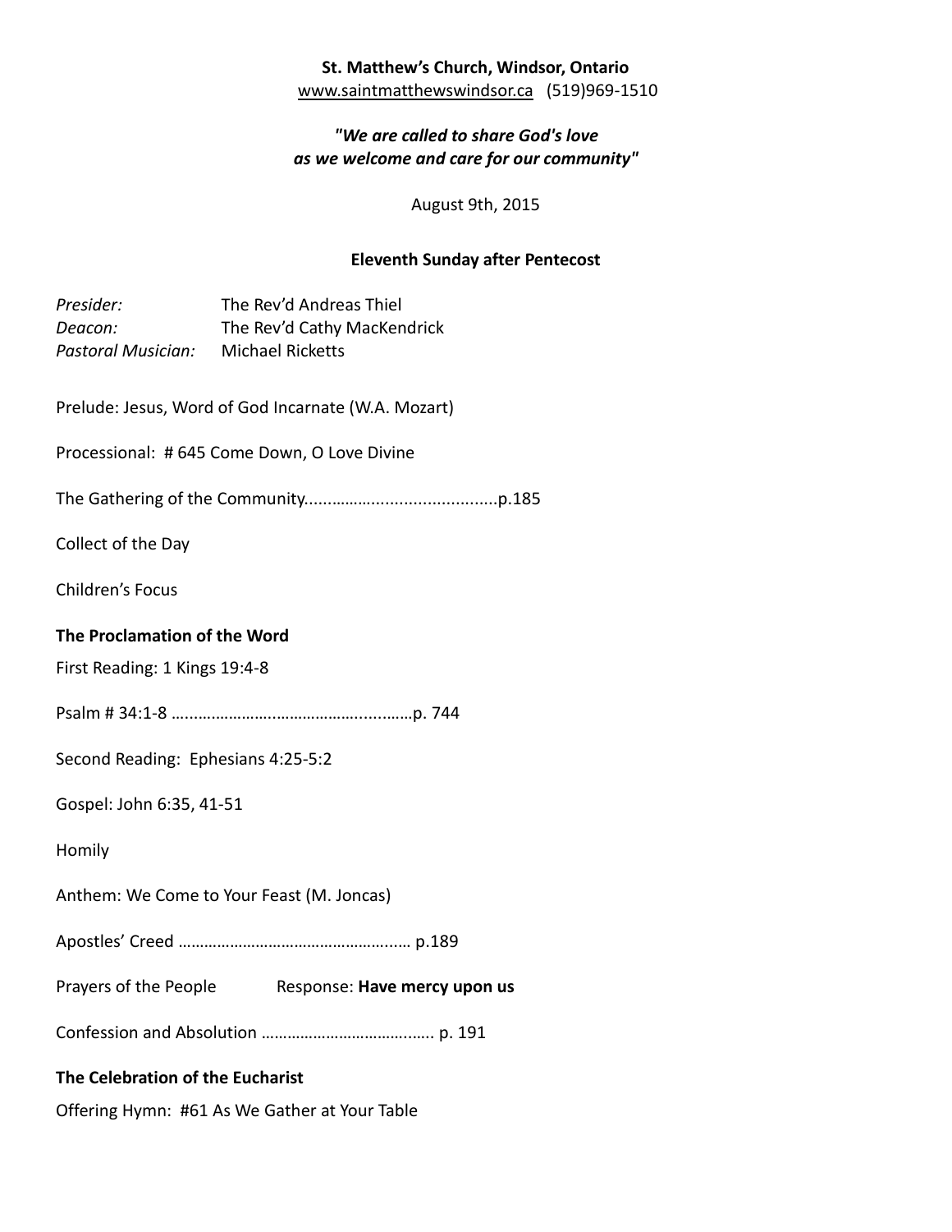**St. Matthew's Church, Windsor, Ontario**

www.saintmatthewswindsor.ca (519)969-1510

***"We are called to share God's love as we welcome and care for our community"***

August 9th, 2015

**Eleventh Sunday after Pentecost**

*Presider:* The Rev'd Andreas Thiel
*Deacon:* The Rev'd Cathy MacKendrick
*Pastoral Musician:* Michael Ricketts

Prelude: Jesus, Word of God Incarnate (W.A. Mozart)

Processional: # 645 Come Down, O Love Divine

The Gathering of the Community............................................p.185

Collect of the Day

Children's Focus

**The Proclamation of the Word**

First Reading: 1 Kings 19:4-8

Psalm # 34:1-8 ……………………..……………….....……p. 744

Second Reading: Ephesians 4:25-5:2

Gospel: John 6:35, 41-51

Homily

Anthem: We Come to Your Feast (M. Joncas)

Apostles' Creed …………………………………………..… p.189

Prayers of the People Response: **Have mercy upon us**

Confession and Absolution ……………………………..….. p. 191

**The Celebration of the Eucharist**

Offering Hymn: #61 As We Gather at Your Table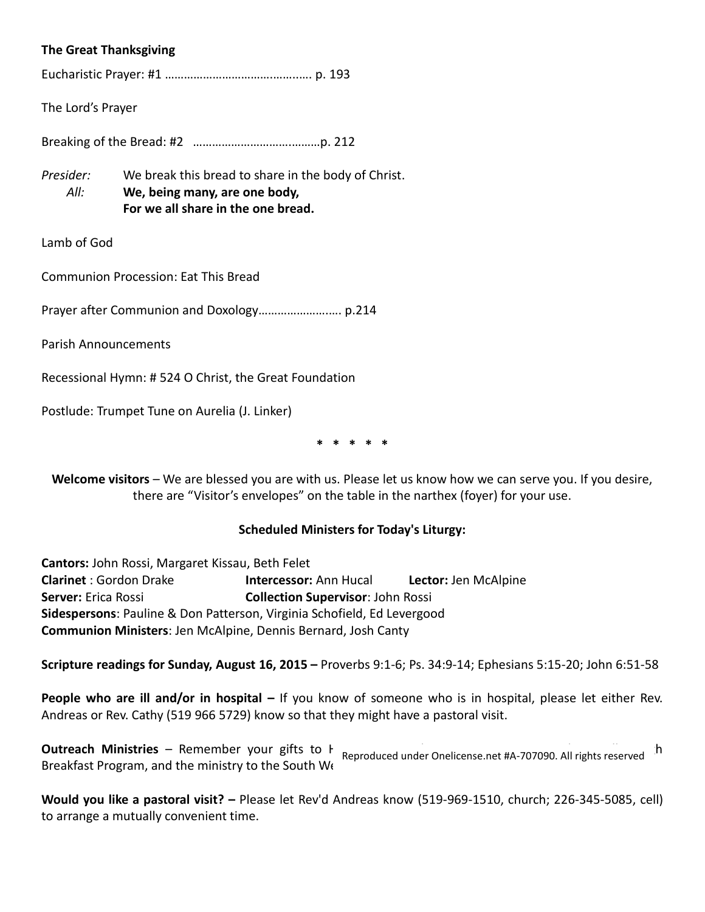**The Great Thanksgiving**

Eucharistic Prayer: #1 …………………………………….…. p. 193

The Lord's Prayer

Breaking of the Bread: #2 ………………………….……p. 212

*Presider:* We break this bread to share in the body of Christ.
*All:* **We, being many, are one body,**
**For we all share in the one bread.**

Lamb of God

Communion Procession: Eat This Bread

Prayer after Communion and Doxology…………………..…. p.214

Parish Announcements

Recessional Hymn: # 524 O Christ, the Great Foundation

Postlude: Trumpet Tune on Aurelia (J. Linker)

\* \* \* \* \*

**Welcome visitors** – We are blessed you are with us. Please let us know how we can serve you. If you desire, there are "Visitor's envelopes" on the table in the narthex (foyer) for your use.

**Scheduled Ministers for Today's Liturgy:**

**Cantors:** John Rossi, Margaret Kissau, Beth Felet
**Clarinet** : Gordon Drake **Intercessor:** Ann Hucal **Lector:** Jen McAlpine
**Server:** Erica Rossi **Collection Supervisor**: John Rossi
**Sidespersons**: Pauline & Don Patterson, Virginia Schofield, Ed Levergood
**Communion Ministers**: Jen McAlpine, Dennis Bernard, Josh Canty

**Scripture readings for Sunday, August 16, 2015 –** Proverbs 9:1-6; Ps. 34:9-14; Ephesians 5:15-20; John 6:51-58

**People who are ill and/or in hospital –** If you know of someone who is in hospital, please let either Rev. Andreas or Rev. Cathy (519 966 5729) know so that they might have a pastoral visit.

**Outreach Ministries** – Remember your gifts to H… Reproduced under Onelicense.net #A-707090. All rights reserved …h Breakfast Program, and the ministry to the South We…

**Would you like a pastoral visit? –** Please let Rev'd Andreas know (519-969-1510, church; 226-345-5085, cell) to arrange a mutually convenient time.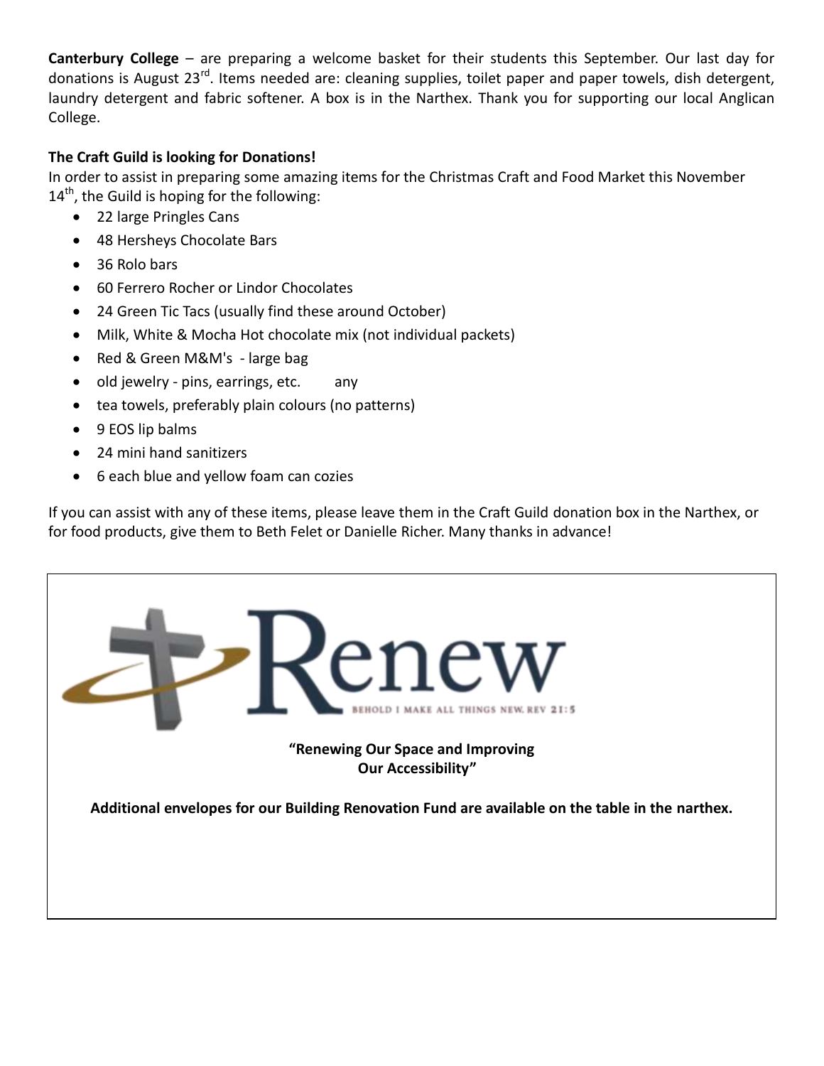**Canterbury College** – are preparing a welcome basket for their students this September. Our last day for donations is August 23rd. Items needed are: cleaning supplies, toilet paper and paper towels, dish detergent, laundry detergent and fabric softener. A box is in the Narthex. Thank you for supporting our local Anglican College.

**The Craft Guild is looking for Donations!**

In order to assist in preparing some amazing items for the Christmas Craft and Food Market this November 14th, the Guild is hoping for the following:

- 22 large Pringles Cans
- 48 Hersheys Chocolate Bars
- 36 Rolo bars
- 60 Ferrero Rocher or Lindor Chocolates
- 24 Green Tic Tacs (usually find these around October)
- Milk, White & Mocha Hot chocolate mix (not individual packets)
- Red & Green M&M's - large bag
- old jewelry - pins, earrings, etc. any
- tea towels, preferably plain colours (no patterns)
- 9 EOS lip balms
- 24 mini hand sanitizers
- 6 each blue and yellow foam can cozies

If you can assist with any of these items, please leave them in the Craft Guild donation box in the Narthex, or for food products, give them to Beth Felet or Danielle Richer. Many thanks in advance!

Renew

BEHOLD I MAKE ALL THINGS NEW. REV 21:5

**"Renewing Our Space and Improving Our Accessibility"**

**Additional envelopes for our Building Renovation Fund are available on the table in the narthex.**